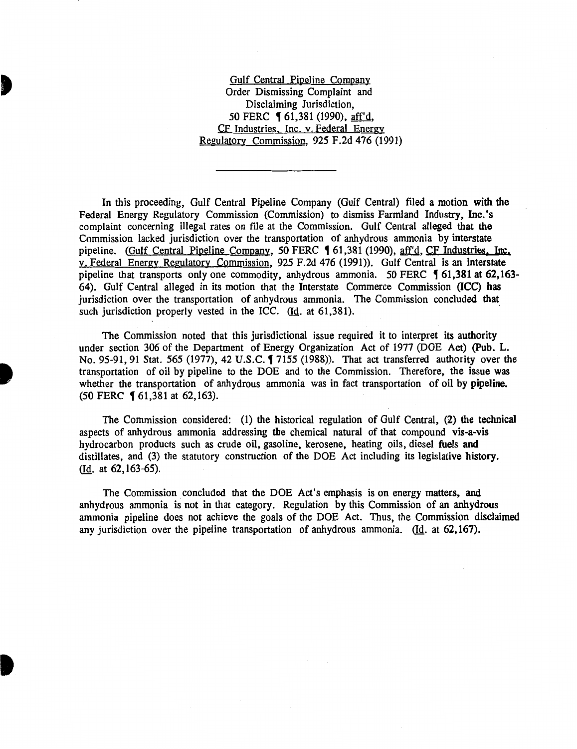Gulf Central Pipeline Company
Order Dismissing Complaint and
Disclaiming Jurisdiction,
50 FERC ¶ 61,381 (1990), aff'd,
CF Industries, Inc. v. Federal Energy
Regulatory Commission, 925 F.2d 476 (1991)

---

In this proceeding, Gulf Central Pipeline Company (Gulf Central) filed a motion with the Federal Energy Regulatory Commission (Commission) to dismiss Farmland Industry, Inc.'s complaint concerning illegal rates on file at the Commission. Gulf Central alleged that the Commission lacked jurisdiction over the transportation of anhydrous ammonia by interstate pipeline. (Gulf Central Pipeline Company, 50 FERC ¶ 61,381 (1990), aff'd, CF Industries, Inc. v. Federal Energy Regulatory Commission, 925 F.2d 476 (1991)). Gulf Central is an interstate pipeline that transports only one commodity, anhydrous ammonia. 50 FERC ¶ 61,381 at 62,163-64). Gulf Central alleged in its motion that the Interstate Commerce Commission (ICC) has jurisdiction over the transportation of anhydrous ammonia. The Commission concluded that such jurisdiction properly vested in the ICC. (Id. at 61,381).

The Commission noted that this jurisdictional issue required it to interpret its authority under section 306 of the Department of Energy Organization Act of 1977 (DOE Act) (Pub. L. No. 95-91, 91 Stat. 565 (1977), 42 U.S.C. ¶ 7155 (1988)). That act transferred authority over the transportation of oil by pipeline to the DOE and to the Commission. Therefore, the issue was whether the transportation of anhydrous ammonia was in fact transportation of oil by pipeline. (50 FERC ¶ 61,381 at 62,163).

The Commission considered: (1) the historical regulation of Gulf Central, (2) the technical aspects of anhydrous ammonia addressing the chemical natural of that compound vis-a-vis hydrocarbon products such as crude oil, gasoline, kerosene, heating oils, diesel fuels and distillates, and (3) the statutory construction of the DOE Act including its legislative history. (Id. at 62,163-65).

The Commission concluded that the DOE Act's emphasis is on energy matters, and anhydrous ammonia is not in that category. Regulation by this Commission of an anhydrous ammonia pipeline does not achieve the goals of the DOE Act. Thus, the Commission disclaimed any jurisdiction over the pipeline transportation of anhydrous ammonia. (Id. at 62,167).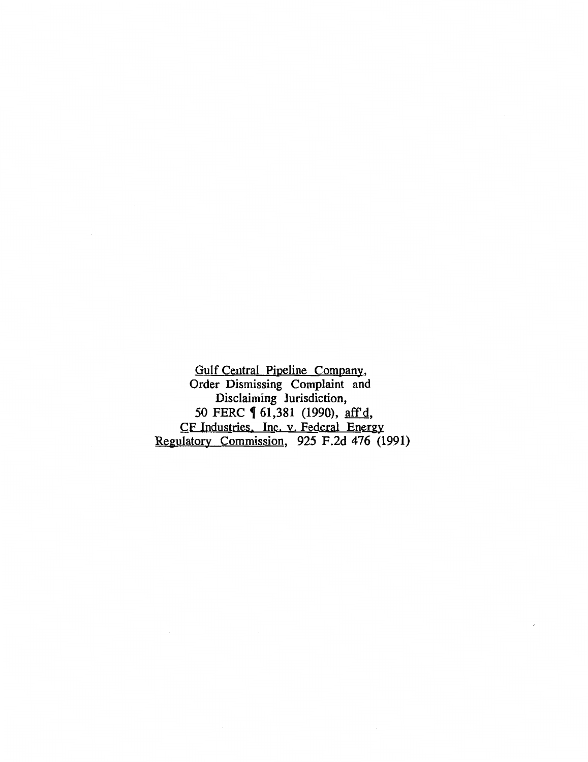Gulf Central Pipeline Company,
Order Dismissing Complaint and
Disclaiming Jurisdiction,
50 FERC ¶ 61,381 (1990), aff'd,
CF Industries, Inc. v. Federal Energy
Regulatory Commission, 925 F.2d 476 (1991)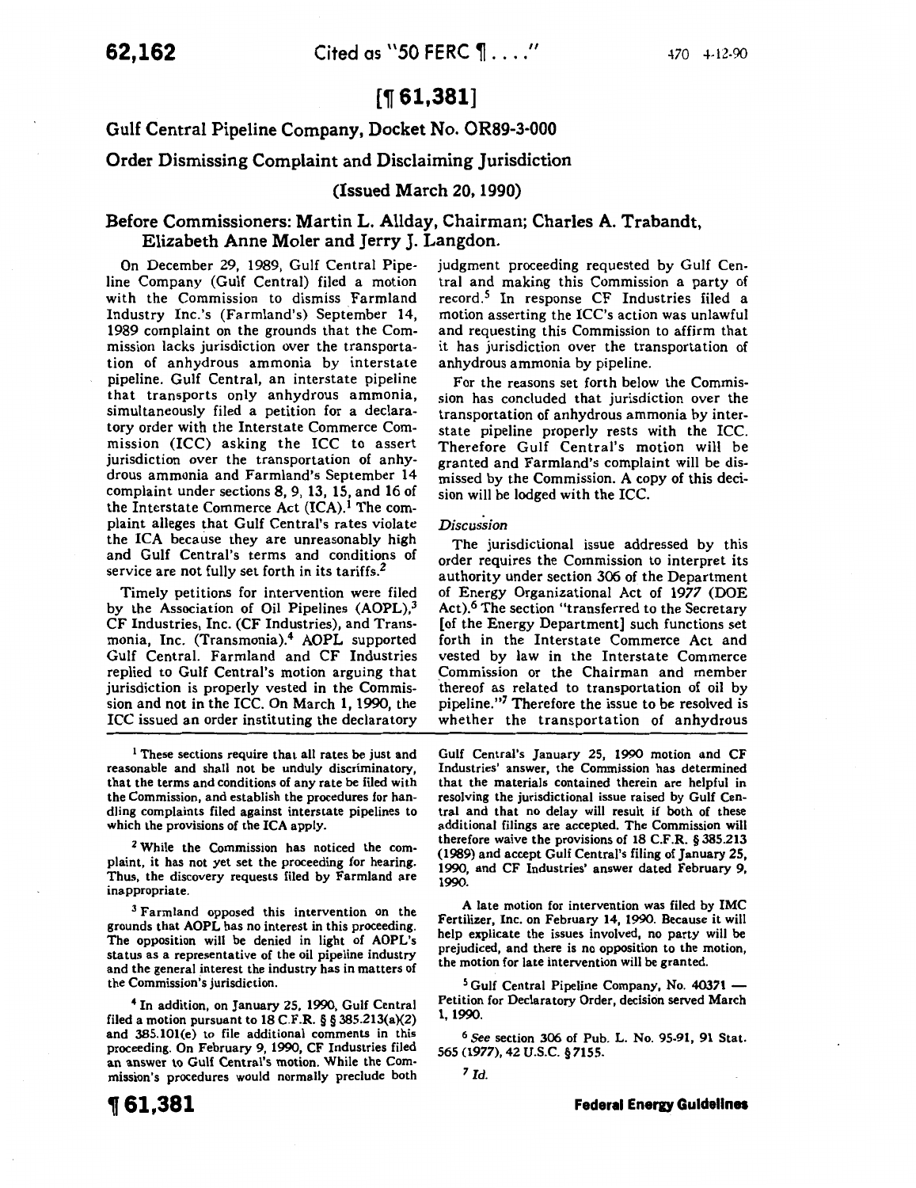## [¶ 61,381]

## Gulf Central Pipeline Company, Docket No. OR89-3-000

## Order Dismissing Complaint and Disclaiming Jurisdiction

### (Issued March 20, 1990)

### Before Commissioners: Martin L. Allday, Chairman; Charles A. Trabandt, Elizabeth Anne Moler and Jerry J. Langdon.

On December 29, 1989, Gulf Central Pipeline Company (Gulf Central) filed a motion with the Commission to dismiss Farmland Industry Inc.'s (Farmland's) September 14, 1989 complaint on the grounds that the Commission lacks jurisdiction over the transportation of anhydrous ammonia by interstate pipeline. Gulf Central, an interstate pipeline that transports only anhydrous ammonia, simultaneously filed a petition for a declaratory order with the Interstate Commerce Commission (ICC) asking the ICC to assert jurisdiction over the transportation of anhydrous ammonia and Farmland's September 14 complaint under sections 8, 9, 13, 15, and 16 of the Interstate Commerce Act (ICA).[1] The complaint alleges that Gulf Central's rates violate the ICA because they are unreasonably high and Gulf Central's terms and conditions of service are not fully set forth in its tariffs.[2]

Timely petitions for intervention were filed by the Association of Oil Pipelines (AOPL),[3] CF Industries, Inc. (CF Industries), and Transmonia, Inc. (Transmonia).[4] AOPL supported Gulf Central. Farmland and CF Industries replied to Gulf Central's motion arguing that jurisdiction is properly vested in the Commission and not in the ICC. On March 1, 1990, the ICC issued an order instituting the declaratory judgment proceeding requested by Gulf Central and making this Commission a party of record.[5] In response CF Industries filed a motion asserting the ICC's action was unlawful and requesting this Commission to affirm that it has jurisdiction over the transportation of anhydrous ammonia by pipeline.

For the reasons set forth below the Commission has concluded that jurisdiction over the transportation of anhydrous ammonia by interstate pipeline properly rests with the ICC. Therefore Gulf Central's motion will be granted and Farmland's complaint will be dismissed by the Commission. A copy of this decision will be lodged with the ICC.

*Discussion*

The jurisdictional issue addressed by this order requires the Commission to interpret its authority under section 306 of the Department of Energy Organizational Act of 1977 (DOE Act).[6] The section "transferred to the Secretary [of the Energy Department] such functions set forth in the Interstate Commerce Act and vested by law in the Interstate Commerce Commission or the Chairman and member thereof as related to transportation of oil by pipeline."[7] Therefore the issue to be resolved is whether the transportation of anhydrous

---

[1] These sections require that all rates be just and reasonable and shall not be unduly discriminatory, that the terms and conditions of any rate be filed with the Commission, and establish the procedures for handling complaints filed against interstate pipelines to which the provisions of the ICA apply.

[2] While the Commission has noticed the complaint, it has not yet set the proceeding for hearing. Thus, the discovery requests filed by Farmland are inappropriate.

[3] Farmland opposed this intervention on the grounds that AOPL has no interest in this proceeding. The opposition will be denied in light of AOPL's status as a representative of the oil pipeline industry and the general interest the industry has in matters of the Commission's jurisdiction.

[4] In addition, on January 25, 1990, Gulf Central filed a motion pursuant to 18 C.F.R. § § 385.213(a)(2) and 385.101(e) to file additional comments in this proceeding. On February 9, 1990, CF Industries filed an answer to Gulf Central's motion. While the Commission's procedures would normally preclude both Gulf Central's January 25, 1990 motion and CF Industries' answer, the Commission has determined that the materials contained therein are helpful in resolving the jurisdictional issue raised by Gulf Central and that no delay will result if both of these additional filings are accepted. The Commission will therefore waive the provisions of 18 C.F.R. § 385.213 (1989) and accept Gulf Central's filing of January 25, 1990, and CF Industries' answer dated February 9, 1990.

A late motion for intervention was filed by IMC Fertilizer, Inc. on February 14, 1990. Because it will help explicate the issues involved, no party will be prejudiced, and there is no opposition to the motion, the motion for late intervention will be granted.

[5] Gulf Central Pipeline Company, No. 40371 — Petition for Declaratory Order, decision served March 1, 1990.

[6] *See* section 306 of Pub. L. No. 95-91, 91 Stat. 565 (1977), 42 U.S.C. § 7155.

[7] *Id.*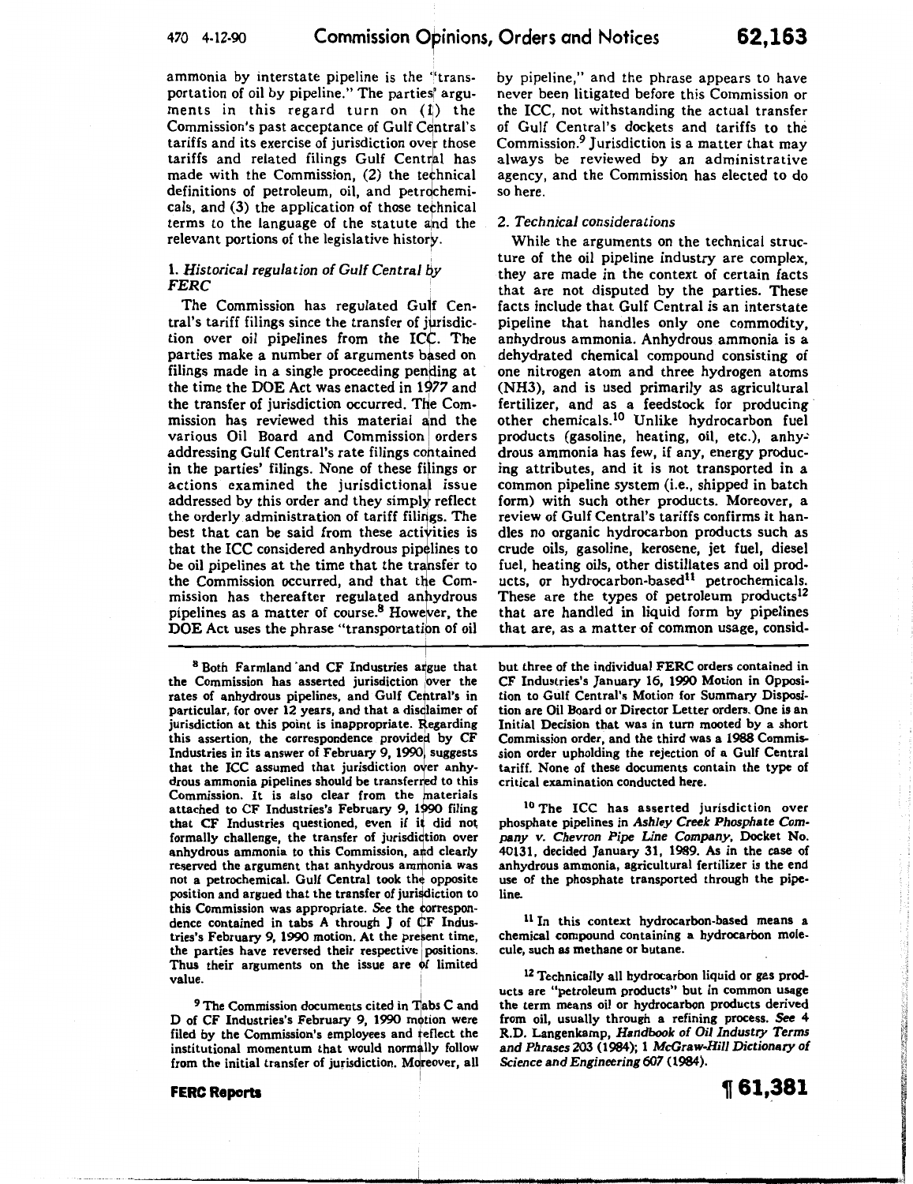ammonia by interstate pipeline is the "transportation of oil by pipeline." The parties' arguments in this regard turn on (1) the Commission's past acceptance of Gulf Central's tariffs and its exercise of jurisdiction over those tariffs and related filings Gulf Central has made with the Commission, (2) the technical definitions of petroleum, oil, and petrochemicals, and (3) the application of those technical terms to the language of the statute and the relevant portions of the legislative history.

### 1. *Historical regulation of Gulf Central by FERC*

The Commission has regulated Gulf Central's tariff filings since the transfer of jurisdiction over oil pipelines from the ICC. The parties make a number of arguments based on filings made in a single proceeding pending at the time the DOE Act was enacted in 1977 and the transfer of jurisdiction occurred. The Commission has reviewed this material and the various Oil Board and Commission orders addressing Gulf Central's rate filings contained in the parties' filings. None of these filings or actions examined the jurisdictional issue addressed by this order and they simply reflect the orderly administration of tariff filings. The best that can be said from these activities is that the ICC considered anhydrous pipelines to be oil pipelines at the time that the transfer to the Commission occurred, and that the Commission has thereafter regulated anhydrous pipelines as a matter of course.[8] However, the DOE Act uses the phrase "transportation of oil by pipeline," and the phrase appears to have never been litigated before this Commission or the ICC, not withstanding the actual transfer of Gulf Central's dockets and tariffs to the Commission.[9] Jurisdiction is a matter that may always be reviewed by an administrative agency, and the Commission has elected to do so here.

### 2. *Technical considerations*

While the arguments on the technical structure of the oil pipeline industry are complex, they are made in the context of certain facts that are not disputed by the parties. These facts include that Gulf Central is an interstate pipeline that handles only one commodity, anhydrous ammonia. Anhydrous ammonia is a dehydrated chemical compound consisting of one nitrogen atom and three hydrogen atoms ($NH_3$), and is used primarily as agricultural fertilizer, and as a feedstock for producing other chemicals.[10] Unlike hydrocarbon fuel products (gasoline, heating, oil, etc.), anhydrous ammonia has few, if any, energy producing attributes, and it is not transported in a common pipeline system (i.e., shipped in batch form) with such other products. Moreover, a review of Gulf Central's tariffs confirms it handles no organic hydrocarbon products such as crude oils, gasoline, kerosene, jet fuel, diesel fuel, heating oils, other distillates and oil products, or hydrocarbon-based[11] petrochemicals. These are the types of petroleum products[12] that are handled in liquid form by pipelines that are, as a matter of common usage, consid-

---

[8] Both Farmland and CF Industries argue that the Commission has asserted jurisdiction over the rates of anhydrous pipelines, and Gulf Central's in particular, for over 12 years, and that a disclaimer of jurisdiction at this point is inappropriate. Regarding this assertion, the correspondence provided by CF Industries in its answer of February 9, 1990, suggests that the ICC assumed that jurisdiction over anhydrous ammonia pipelines should be transferred to this Commission. It is also clear from the materials attached to CF Industries's February 9, 1990 filing that CF Industries questioned, even if it did not formally challenge, the transfer of jurisdiction over anhydrous ammonia to this Commission, and clearly reserved the argument that anhydrous ammonia was not a petrochemical. Gulf Central took the opposite position and argued that the transfer of jurisdiction to this Commission was appropriate. *See* the correspondence contained in tabs A through J of CF Industries's February 9, 1990 motion. At the present time, the parties have reversed their respective positions. Thus their arguments on the issue are of limited value.

[9] The Commission documents cited in Tabs C and D of CF Industries's February 9, 1990 motion were filed by the Commission's employees and reflect the institutional momentum that would normally follow from the initial transfer of jurisdiction. Moreover, all but three of the individual FERC orders contained in CF Industries's January 16, 1990 Motion in Opposition to Gulf Central's Motion for Summary Disposition are Oil Board or Director Letter orders. One is an Initial Decision that was in turn mooted by a short Commission order, and the third was a 1988 Commission order upholding the rejection of a Gulf Central tariff. None of these documents contain the type of critical examination conducted here.

[10] The ICC has asserted jurisdiction over phosphate pipelines in *Ashley Creek Phosphate Company v. Chevron Pipe Line Company*, Docket No. 40131, decided January 31, 1989. As in the case of anhydrous ammonia, agricultural fertilizer is the end use of the phosphate transported through the pipeline.

[11] In this context hydrocarbon-based means a chemical compound containing a hydrocarbon molecule, such as methane or butane.

[12] Technically all hydrocarbon liquid or gas products are "petroleum products" but in common usage the term means oil or hydrocarbon products derived from oil, usually through a refining process. *See* 4 R.D. Langenkamp, *Handbook of Oil Industry Terms and Phrases* 203 (1984); 1 *McGraw-Hill Dictionary of Science and Engineering* 607 (1984).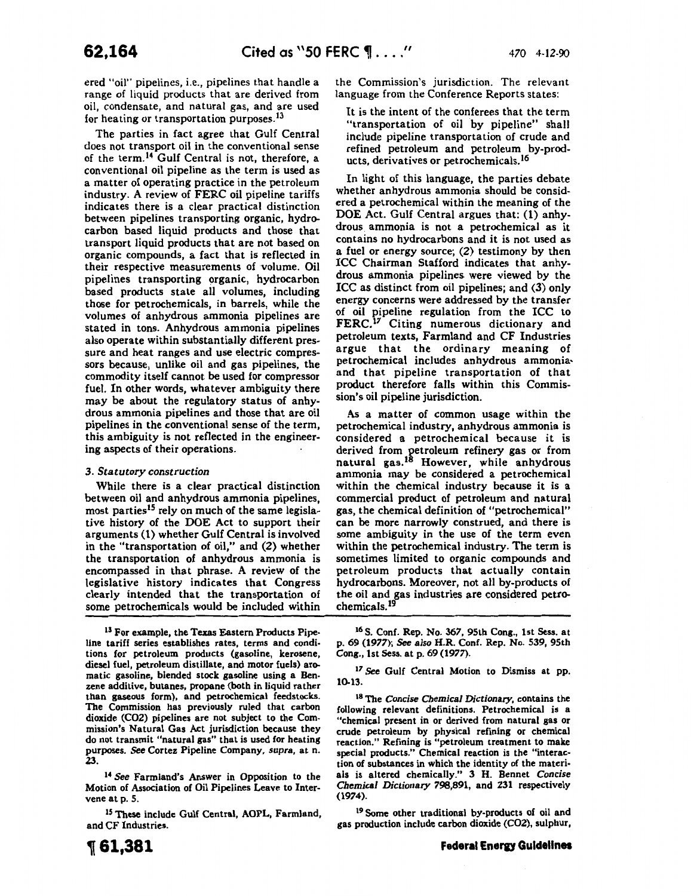ered "oil" pipelines, i.e., pipelines that handle a range of liquid products that are derived from oil, condensate, and natural gas, and are used for heating or transportation purposes.[13]

The parties in fact agree that Gulf Central does not transport oil in the conventional sense of the term.[14] Gulf Central is not, therefore, a conventional oil pipeline as the term is used as a matter of operating practice in the petroleum industry. A review of FERC oil pipeline tariffs indicates there is a clear practical distinction between pipelines transporting organic, hydrocarbon based liquid products and those that transport liquid products that are not based on organic compounds, a fact that is reflected in their respective measurements of volume. Oil pipelines transporting organic, hydrocarbon based products state all volumes, including those for petrochemicals, in barrels, while the volumes of anhydrous ammonia pipelines are stated in tons. Anhydrous ammonia pipelines also operate within substantially different pressure and heat ranges and use electric compressors because, unlike oil and gas pipelines, the commodity itself cannot be used for compressor fuel. In other words, whatever ambiguity there may be about the regulatory status of anhydrous ammonia pipelines and those that are oil pipelines in the conventional sense of the term, this ambiguity is not reflected in the engineering aspects of their operations.

### 3. *Statutory construction*

While there is a clear practical distinction between oil and anhydrous ammonia pipelines, most parties[15] rely on much of the same legislative history of the DOE Act to support their arguments (1) whether Gulf Central is involved in the "transportation of oil," and (2) whether the transportation of anhydrous ammonia is encompassed in that phrase. A review of the legislative history indicates that Congress clearly intended that the transportation of some petrochemicals would be included within the Commission's jurisdiction. The relevant language from the Conference Reports states:

> It is the intent of the conferees that the term "transportation of oil by pipeline" shall include pipeline transportation of crude and refined petroleum and petroleum by-products, derivatives or petrochemicals.[16]

In light of this language, the parties debate whether anhydrous ammonia should be considered a petrochemical within the meaning of the DOE Act. Gulf Central argues that: (1) anhydrous ammonia is not a petrochemical as it contains no hydrocarbons and it is not used as a fuel or energy source; (2) testimony by then ICC Chairman Stafford indicates that anhydrous ammonia pipelines were viewed by the ICC as distinct from oil pipelines; and (3) only energy concerns were addressed by the transfer of oil pipeline regulation from the ICC to FERC.[17] Citing numerous dictionary and petroleum texts, Farmland and CF Industries argue that the ordinary meaning of petrochemical includes anhydrous ammonia and that pipeline transportation of that product therefore falls within this Commission's oil pipeline jurisdiction.

As a matter of common usage within the petrochemical industry, anhydrous ammonia is considered a petrochemical because it is derived from petroleum refinery gas or from natural gas.[18] However, while anhydrous ammonia may be considered a petrochemical within the chemical industry because it is a commercial product of petroleum and natural gas, the chemical definition of "petrochemical" can be more narrowly construed, and there is some ambiguity in the use of the term even within the petrochemical industry. The term is sometimes limited to organic compounds and petroleum products that actually contain hydrocarbons. Moreover, not all by-products of the oil and gas industries are considered petrochemicals.[19]

---

[13] For example, the Texas Eastern Products Pipeline tariff series establishes rates, terms and conditions for petroleum products (gasoline, kerosene, diesel fuel, petroleum distillate, and motor fuels) aromatic gasoline, blended stock gasoline using a Benzene additive, butanes, propane (both in liquid rather than gaseous form), and petrochemical feedstocks. The Commission has previously ruled that carbon dioxide ($CO_2$) pipelines are not subject to the Commission's Natural Gas Act jurisdiction because they do not transmit "natural gas" that is used for heating purposes. *See* Cortez Pipeline Company, *supra*, at n. 23.

[14] *See* Farmland's Answer in Opposition to the Motion of Association of Oil Pipelines Leave to Intervene at p. 5.

[15] These include Gulf Central, AOPL, Farmland, and CF Industries.

[16] S. Conf. Rep. No. 367, 95th Cong., 1st Sess. at p. 69 (1977); *See also* H.R. Conf. Rep. No. 539, 95th Cong., 1st Sess. at p. 69 (1977).

[17] *See* Gulf Central Motion to Dismiss at pp. 10-13.

[18] The *Concise Chemical Dictionary*, contains the following relevant definitions. Petrochemical is a "chemical present in or derived from natural gas or crude petroleum by physical refining or chemical reaction." Refining is "petroleum treatment to make special products." Chemical reaction is the "interaction of substances in which the identity of the materials is altered chemically." 3 H. Bennet *Concise Chemical Dictionary* 798,891, and 231 respectively (1974).

[19] Some other traditional by-products of oil and gas production include carbon dioxide ($CO_2$), sulphur,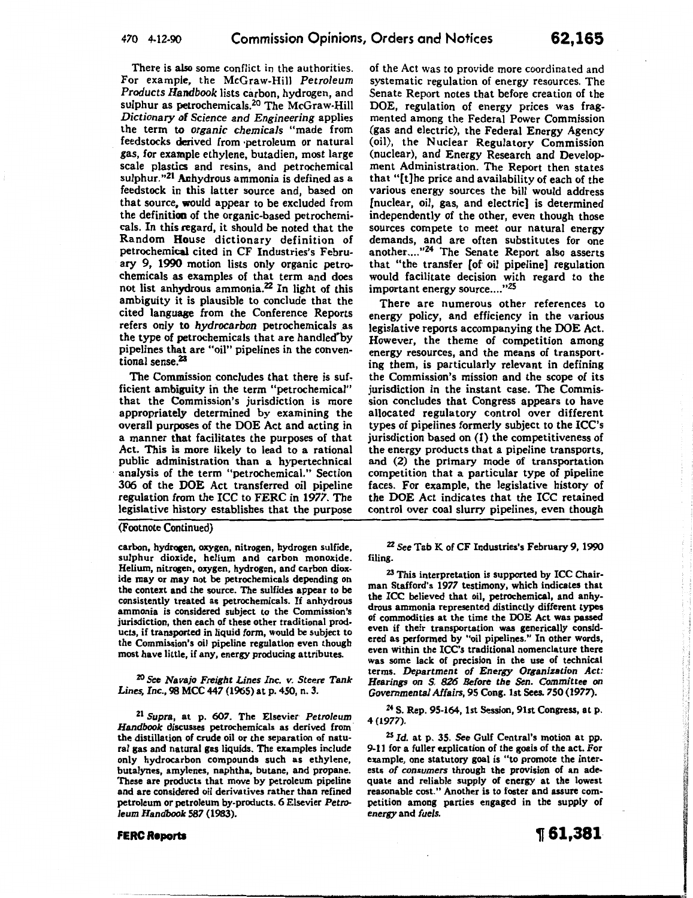There is also some conflict in the authorities. For example, the McGraw-Hill *Petroleum Products Handbook* lists carbon, hydrogen, and sulphur as petrochemicals.[20] The McGraw-Hill *Dictionary of Science and Engineering* applies the term to *organic chemicals* "made from feedstocks derived from petroleum or natural gas, for example ethylene, butadien, most large scale plastics and resins, and petrochemical sulphur."[21] Anhydrous ammonia is defined as a feedstock in this latter source and, based on that source, would appear to be excluded from the definition of the organic-based petrochemicals. In this regard, it should be noted that the Random House dictionary definition of petrochemical cited in CF Industries's February 9, 1990 motion lists only organic petrochemicals as examples of that term and does not list anhydrous ammonia.[22] In light of this ambiguity it is plausible to conclude that the cited language from the Conference Reports refers only to *hydrocarbon* petrochemicals as the type of petrochemicals that are handled by pipelines that are "oil" pipelines in the conventional sense.[23]

The Commission concludes that there is sufficient ambiguity in the term "petrochemical" that the Commission's jurisdiction is more appropriately determined by examining the overall purposes of the DOE Act and acting in a manner that facilitates the purposes of that Act. This is more likely to lead to a rational public administration than a hypertechnical analysis of the term "petrochemical." Section 306 of the DOE Act transferred oil pipeline regulation from the ICC to FERC in 1977. The legislative history establishes that the purpose of the Act was to provide more coordinated and systematic regulation of energy resources. The Senate Report notes that before creation of the DOE, regulation of energy prices was fragmented among the Federal Power Commission (gas and electric), the Federal Energy Agency (oil), the Nuclear Regulatory Commission (nuclear), and Energy Research and Development Administration. The Report then states that "[t]he price and availability of each of the various energy sources the bill would address [nuclear, oil, gas, and electric] is determined independently of the other, even though those sources compete to meet our natural energy demands, and are often substitutes for one another...."[24] The Senate Report also asserts that "the transfer [of oil pipeline] regulation would facilitate decision with regard to the important energy source...."[25]

There are numerous other references to energy policy, and efficiency in the various legislative reports accompanying the DOE Act. However, the theme of competition among energy resources, and the means of transporting them, is particularly relevant in defining the Commission's mission and the scope of its jurisdiction in the instant case. The Commission concludes that Congress appears to have allocated regulatory control over different types of pipelines formerly subject to the ICC's jurisdiction based on (1) the competitiveness of the energy products that a pipeline transports, and (2) the primary mode of transportation competition that a particular type of pipeline faces. For example, the legislative history of the DOE Act indicates that the ICC retained control over coal slurry pipelines, even though

(Footnote Continued)

carbon, hydrogen, oxygen, nitrogen, hydrogen sulfide, sulphur dioxide, helium and carbon monoxide. Helium, nitrogen, oxygen, hydrogen, and carbon dioxide may or may not be petrochemicals depending on the context and the source. The sulfides appear to be consistently treated as petrochemicals. If anhydrous ammonia is considered subject to the Commission's jurisdiction, then each of these other traditional products, if transported in liquid form, would be subject to the Commission's oil pipeline regulation even though most have little, if any, energy producing attributes.

[20] *See Navajo Freight Lines Inc. v. Steere Tank Lines, Inc.*, 98 MCC 447 (1965) at p. 450, n. 3.

[21] *Supra*, at p. 607. The Elsevier *Petroleum Handbook* discusses petrochemicals as derived from the distillation of crude oil or the separation of natural gas and natural gas liquids. The examples include only hydrocarbon compounds such as ethylene, butalynes, amylenes, naphtha, butane, and propane. These are products that move by petroleum pipeline and are considered oil derivatives rather than refined petroleum or petroleum by-products. 6 Elsevier *Petroleum Handbook* 587 (1983).

[22] *See* Tab K of CF Industries's February 9, 1990 filing.

[23] This interpretation is supported by ICC Chairman Stafford's 1977 testimony, which indicates that the ICC believed that oil, petrochemical, and anhydrous ammonia represented distinctly different types of commodities at the time the DOE Act was passed even if their transportation was generically considered as performed by "oil pipelines." In other words, even within the ICC's traditional nomenclature there was some lack of precision in the use of technical terms. *Department of Energy Organization Act: Hearings on S. 826 Before the Sen. Committee on Governmental Affairs*, 95 Cong. 1st Sess. 750 (1977).

[24] S. Rep. 95-164, 1st Session, 91st Congress, at p. 4 (1977).

[25] *Id.* at p. 35. *See* Gulf Central's motion at pp. 9-11 for a fuller explication of the goals of the act. For example, one statutory goal is "to promote the interests *of consumers* through the provision of an adequate and reliable supply of energy at the lowest reasonable cost." Another is to foster and assure competition among parties engaged in the supply of *energy* and *fuels.*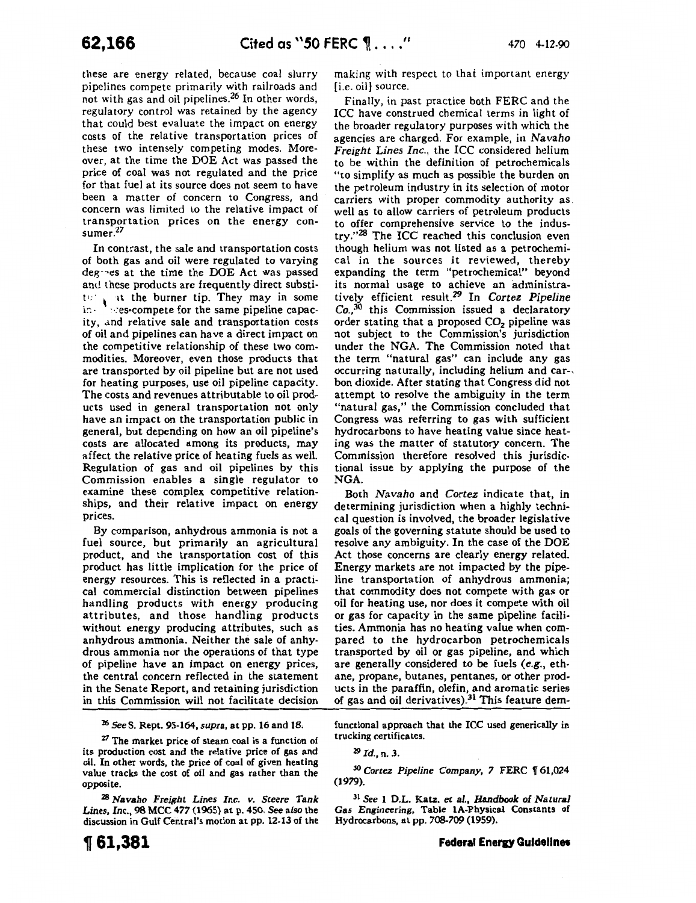these are energy related, because coal slurry pipelines compete primarily with railroads and not with gas and oil pipelines.[26] In other words, regulatory control was retained by the agency that could best evaluate the impact on energy costs of the relative transportation prices of these two intensely competing modes. Moreover, at the time the DOE Act was passed the price of coal was not regulated and the price for that fuel at its source does not seem to have been a matter of concern to Congress, and concern was limited to the relative impact of transportation prices on the energy consumer.[27]

In contrast, the sale and transportation costs of both gas and oil were regulated to varying degrees at the time the DOE Act was passed and these products are frequently direct substitutes at the burner tip. They may in some instances compete for the same pipeline capacity, and relative sale and transportation costs of oil and pipelines can have a direct impact on the competitive relationship of these two commodities. Moreover, even those products that are transported by oil pipeline but are not used for heating purposes, use oil pipeline capacity. The costs and revenues attributable to oil products used in general transportation not only have an impact on the transportation public in general, but depending on how an oil pipeline's costs are allocated among its products, may affect the relative price of heating fuels as well. Regulation of gas and oil pipelines by this Commission enables a single regulator to examine these complex competitive relationships, and their relative impact on energy prices.

By comparison, anhydrous ammonia is not a fuel source, but primarily an agricultural product, and the transportation cost of this product has little implication for the price of energy resources. This is reflected in a practical commercial distinction between pipelines handling products with energy producing attributes, and those handling products without energy producing attributes, such as anhydrous ammonia. Neither the sale of anhydrous ammonia nor the operations of that type of pipeline have an impact on energy prices, the central concern reflected in the statement in the Senate Report, and retaining jurisdiction in this Commission will not facilitate decision making with respect to that important energy [i.e. oil] source.

Finally, in past practice both FERC and the ICC have construed chemical terms in light of the broader regulatory purposes with which the agencies are charged. For example, in *Navaho Freight Lines Inc.*, the ICC considered helium to be within the definition of petrochemicals "to simplify as much as possible the burden on the petroleum industry in its selection of motor carriers with proper commodity authority as well as to allow carriers of petroleum products to offer comprehensive service to the industry."[28] The ICC reached this conclusion even though helium was not listed as a petrochemical in the sources it reviewed, thereby expanding the term "petrochemical" beyond its normal usage to achieve an administratively efficient result.[29] In *Cortez Pipeline Co.*,[30] this Commission issued a declaratory order stating that a proposed $CO_2$ pipeline was not subject to the Commission's jurisdiction under the NGA. The Commission noted that the term "natural gas" can include any gas occurring naturally, including helium and carbon dioxide. After stating that Congress did not attempt to resolve the ambiguity in the term "natural gas," the Commission concluded that Congress was referring to gas with sufficient hydrocarbons to have heating value since heating was the matter of statutory concern. The Commission therefore resolved this jurisdictional issue by applying the purpose of the NGA.

Both *Navaho* and *Cortez* indicate that, in determining jurisdiction when a highly technical question is involved, the broader legislative goals of the governing statute should be used to resolve any ambiguity. In the case of the DOE Act those concerns are clearly energy related. Energy markets are not impacted by the pipeline transportation of anhydrous ammonia; that commodity does not compete with gas or oil for heating use, nor does it compete with oil or gas for capacity in the same pipeline facilities. Ammonia has no heating value when compared to the hydrocarbon petrochemicals transported by oil or gas pipeline, and which are generally considered to be fuels (*e.g.*, ethane, propane, butanes, pentanes, or other products in the paraffin, olefin, and aromatic series of gas and oil derivatives).[31] This feature dem-

---

[26] *See* S. Rept. 95-164, *supra*, at pp. 16 and 18.

[27] The market price of steam coal is a function of its production cost and the relative price of gas and oil. In other words, the price of coal of given heating value tracks the cost of oil and gas rather than the opposite.

[28] *Navaho Freight Lines Inc. v. Steere Tank Lines, Inc.*, 98 MCC 477 (1965) at p. 450. *See also* the discussion in Gulf Central's motion at pp. 12-13 of the functional approach that the ICC used generically in trucking certificates.

[29] *Id.*, n. 3.

[30] *Cortez Pipeline Company*, 7 FERC ¶ 61,024 (1979).

[31] *See* 1 D.L. Katz, *et al.*, *Handbook of Natural Gas Engineering*, Table 1A-Physical Constants of Hydrocarbons, at pp. 708-709 (1959).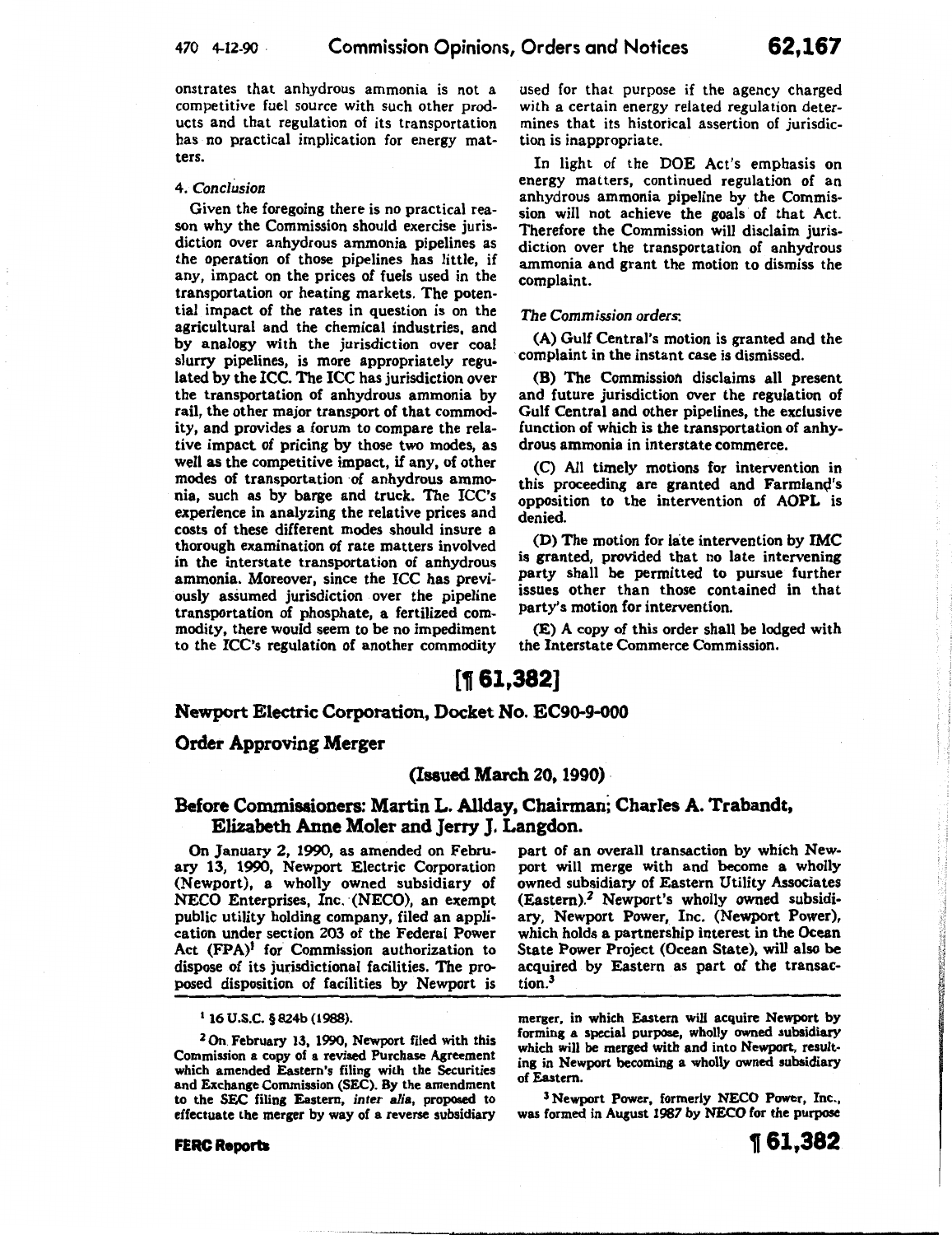onstrates that anhydrous ammonia is not a competitive fuel source with such other products and that regulation of its transportation has no practical implication for energy matters.

4. *Conclusion*

Given the foregoing there is no practical reason why the Commission should exercise jurisdiction over anhydrous ammonia pipelines as the operation of those pipelines has little, if any, impact on the prices of fuels used in the transportation or heating markets. The potential impact of the rates in question is on the agricultural and the chemical industries, and by analogy with the jurisdiction over coal slurry pipelines, is more appropriately regulated by the ICC. The ICC has jurisdiction over the transportation of anhydrous ammonia by rail, the other major transport of that commodity, and provides a forum to compare the relative impact of pricing by those two modes, as well as the competitive impact, if any, of other modes of transportation of anhydrous ammonia, such as by barge and truck. The ICC's experience in analyzing the relative prices and costs of these different modes should insure a thorough examination of rate matters involved in the interstate transportation of anhydrous ammonia. Moreover, since the ICC has previously assumed jurisdiction over the pipeline transportation of phosphate, a fertilized commodity, there would seem to be no impediment to the ICC's regulation of another commodity used for that purpose if the agency charged with a certain energy related regulation determines that its historical assertion of jurisdiction is inappropriate.

In light of the DOE Act's emphasis on energy matters, continued regulation of an anhydrous ammonia pipeline by the Commission will not achieve the goals of that Act. Therefore the Commission will disclaim jurisdiction over the transportation of anhydrous ammonia and grant the motion to dismiss the complaint.

*The Commission orders*:

(A) Gulf Central's motion is granted and the complaint in the instant case is dismissed.

(B) The Commission disclaims all present and future jurisdiction over the regulation of Gulf Central and other pipelines, the exclusive function of which is the transportation of anhydrous ammonia in interstate commerce.

(C) All timely motions for intervention in this proceeding are granted and Farmland's opposition to the intervention of AOPL is denied.

(D) The motion for late intervention by IMC is granted, provided that no late intervening party shall be permitted to pursue further issues other than those contained in that party's motion for intervention.

(E) A copy of this order shall be lodged with the Interstate Commerce Commission.

# [¶ 61,382]

## Newport Electric Corporation, Docket No. EC90-9-000

## Order Approving Merger

### (Issued March 20, 1990)

### Before Commissioners: Martin L. Allday, Chairman; Charles A. Trabandt, Elizabeth Anne Moler and Jerry J. Langdon.

On January 2, 1990, as amended on February 13, 1990, Newport Electric Corporation (Newport), a wholly owned subsidiary of NECO Enterprises, Inc. (NECO), an exempt public utility holding company, filed an application under section 203 of the Federal Power Act (FPA)[1] for Commission authorization to dispose of its jurisdictional facilities. The proposed disposition of facilities by Newport is part of an overall transaction by which Newport will merge with and become a wholly owned subsidiary of Eastern Utility Associates (Eastern).[2] Newport's wholly owned subsidiary, Newport Power, Inc. (Newport Power), which holds a partnership interest in the Ocean State Power Project (Ocean State), will also be acquired by Eastern as part of the transaction.[3]

---

[1] 16 U.S.C. § 824b (1988).

[2] On February 13, 1990, Newport filed with this Commission a copy of a revised Purchase Agreement which amended Eastern's filing with the Securities and Exchange Commission (SEC). By the amendment to the SEC filing Eastern, *inter alia*, proposed to effectuate the merger by way of a reverse subsidiary merger, in which Eastern will acquire Newport by forming a special purpose, wholly owned subsidiary which will be merged with and into Newport, resulting in Newport becoming a wholly owned subsidiary of Eastern.

[3] Newport Power, formerly NECO Power, Inc., was formed in August 1987 by NECO for the purpose